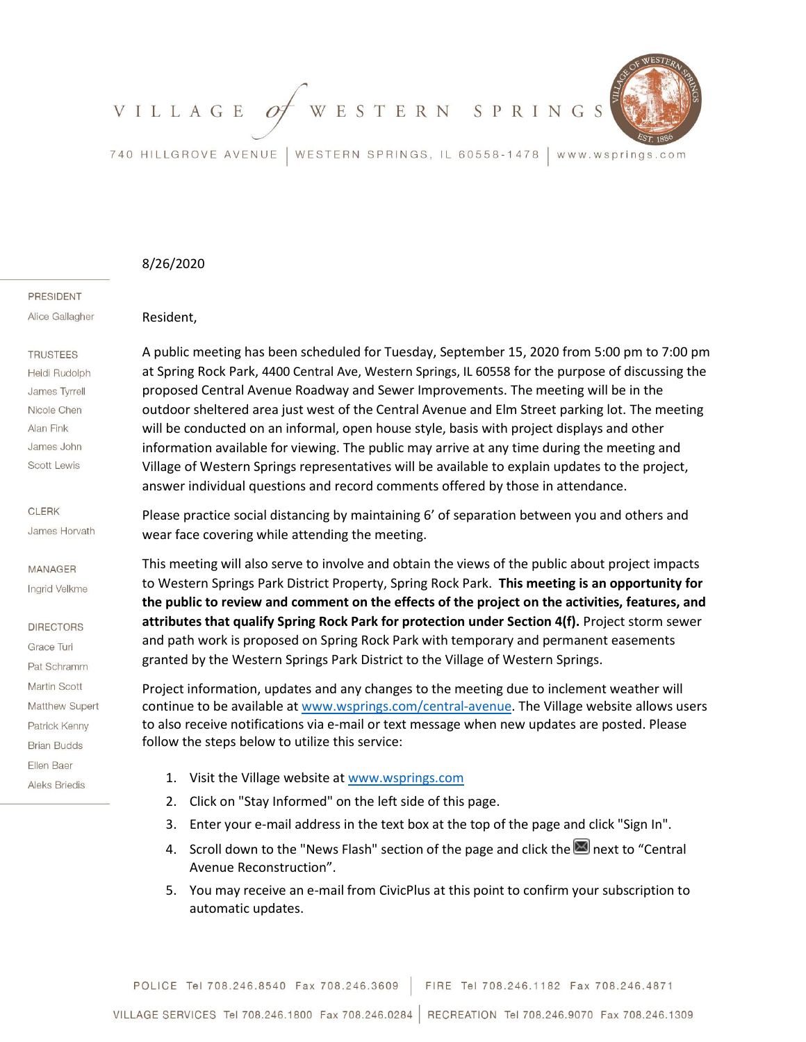# VILLAGE of WESTERN SPRINGS

740 HILLGROVE AVENUE | WESTERN SPRINGS, IL 60558-1478 | www.wsprings.com

PRESIDENT
Alice Gallagher

TRUSTEES
Heidi Rudolph
James Tyrrell
Nicole Chen
Alan Fink
James John
Scott Lewis

CLERK
James Horvath

MANAGER
Ingrid Velkme

DIRECTORS
Grace Turi
Pat Schramm
Martin Scott
Matthew Supert
Patrick Kenny
Brian Budds
Ellen Baer
Aleks Briedis

8/26/2020

Resident,

A public meeting has been scheduled for Tuesday, September 15, 2020 from 5:00 pm to 7:00 pm at Spring Rock Park, 4400 Central Ave, Western Springs, IL 60558 for the purpose of discussing the proposed Central Avenue Roadway and Sewer Improvements. The meeting will be in the outdoor sheltered area just west of the Central Avenue and Elm Street parking lot. The meeting will be conducted on an informal, open house style, basis with project displays and other information available for viewing. The public may arrive at any time during the meeting and Village of Western Springs representatives will be available to explain updates to the project, answer individual questions and record comments offered by those in attendance.

Please practice social distancing by maintaining 6' of separation between you and others and wear face covering while attending the meeting.

This meeting will also serve to involve and obtain the views of the public about project impacts to Western Springs Park District Property, Spring Rock Park. **This meeting is an opportunity for the public to review and comment on the effects of the project on the activities, features, and attributes that qualify Spring Rock Park for protection under Section 4(f).** Project storm sewer and path work is proposed on Spring Rock Park with temporary and permanent easements granted by the Western Springs Park District to the Village of Western Springs.

Project information, updates and any changes to the meeting due to inclement weather will continue to be available at www.wsprings.com/central-avenue. The Village website allows users to also receive notifications via e-mail or text message when new updates are posted. Please follow the steps below to utilize this service:

1. Visit the Village website at www.wsprings.com
2. Click on "Stay Informed" on the left side of this page.
3. Enter your e-mail address in the text box at the top of the page and click "Sign In".
4. Scroll down to the "News Flash" section of the page and click the ✉ next to "Central Avenue Reconstruction".
5. You may receive an e-mail from CivicPlus at this point to confirm your subscription to automatic updates.

POLICE Tel 708.246.8540 Fax 708.246.3609 | FIRE Tel 708.246.1182 Fax 708.246.4871

VILLAGE SERVICES Tel 708.246.1800 Fax 708.246.0284 | RECREATION Tel 708.246.9070 Fax 708.246.1309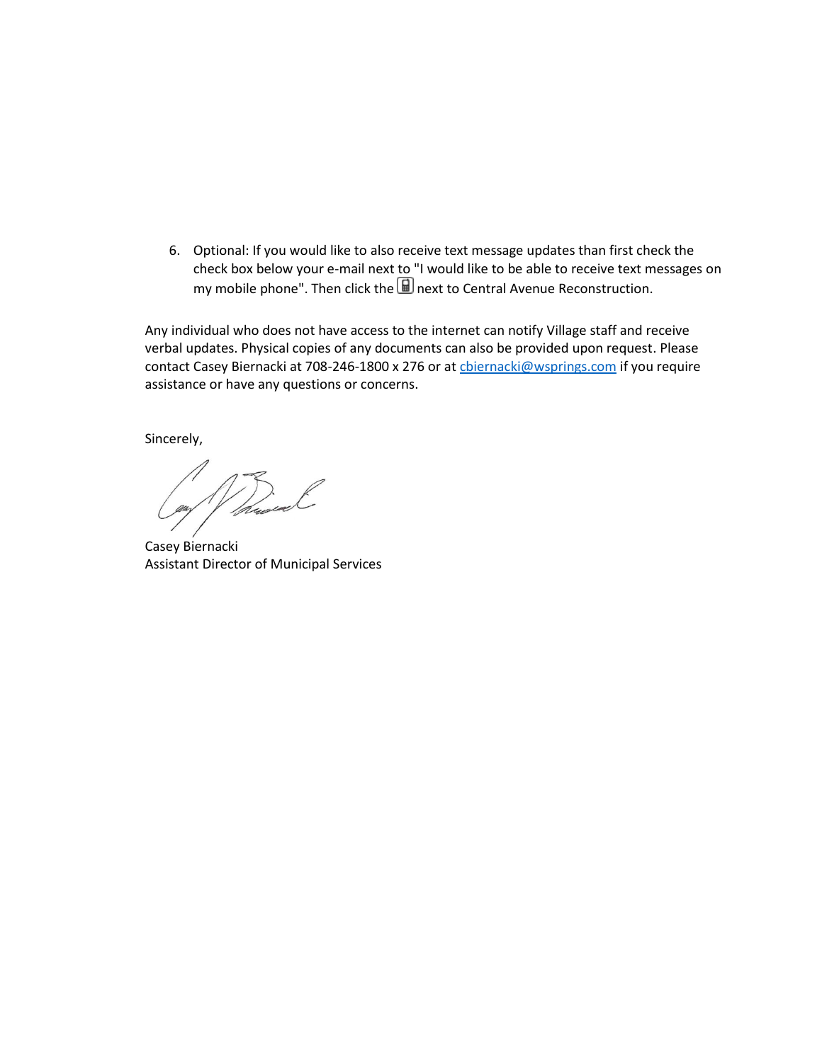6. Optional: If you would like to also receive text message updates than first check the check box below your e-mail next to "I would like to be able to receive text messages on my mobile phone". Then click the 📱 next to Central Avenue Reconstruction.

Any individual who does not have access to the internet can notify Village staff and receive verbal updates. Physical copies of any documents can also be provided upon request. Please contact Casey Biernacki at 708-246-1800 x 276 or at cbiernacki@wsprings.com if you require assistance or have any questions or concerns.

Sincerely,

Casey Biernacki
Assistant Director of Municipal Services